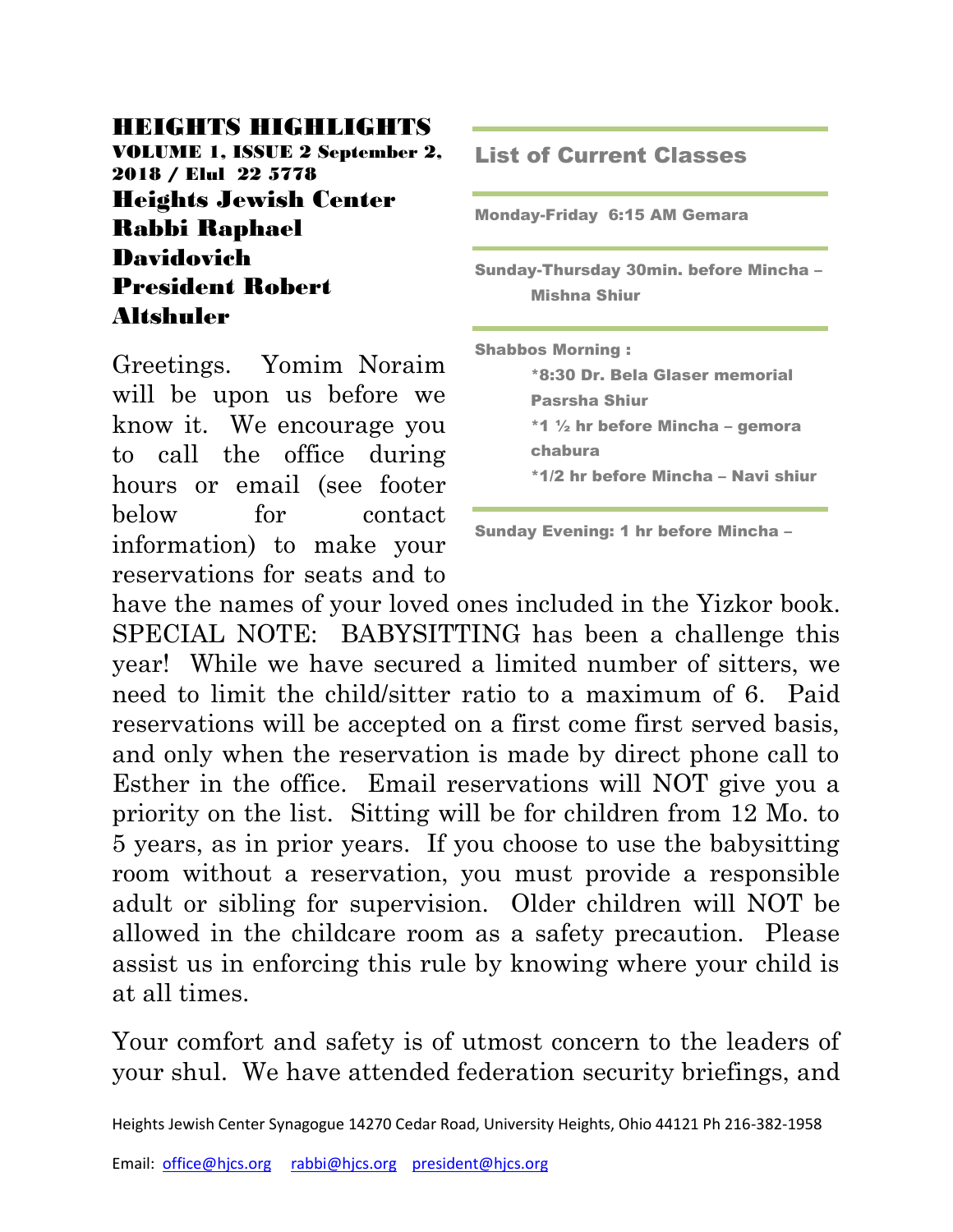# HEIGHTS HIGHLIGHTS

**VOLUME 1, ISSUE 2 September 2, 2018 / Elul 22 5778**

## Heights Jewish Center

## Rabbi Raphael Davidovich

## President Robert Altshuler

Greetings. Yomim Noraim will be upon us before we know it. We encourage you to call the office during hours or email (see footer below for contact information) to make your reservations for seats and to have the names of your loved ones included in the Yizkor book. SPECIAL NOTE: BABYSITTING has been a challenge this year! While we have secured a limited number of sitters, we need to limit the child/sitter ratio to a maximum of 6. Paid reservations will be accepted on a first come first served basis, and only when the reservation is made by direct phone call to Esther in the office. Email reservations will NOT give you a priority on the list. Sitting will be for children from 12 Mo. to 5 years, as in prior years. If you choose to use the babysitting room without a reservation, you must provide a responsible adult or sibling for supervision. Older children will NOT be allowed in the childcare room as a safety precaution. Please assist us in enforcing this rule by knowing where your child is at all times.

Your comfort and safety is of utmost concern to the leaders of your shul. We have attended federation security briefings, and

## List of Current Classes

**Monday-Friday 6:15 AM Gemara**

**Sunday-Thursday 30min. before Mincha – Mishna Shiur**

**Shabbos Morning :**

- **\*8:30 Dr. Bela Glaser memorial Pasrsha Shiur**
- **\*1 ½ hr before Mincha – gemora chabura**
- **\*1/2 hr before Mincha – Navi shiur**

**Sunday Evening: 1 hr before Mincha –**

Heights Jewish Center Synagogue 14270 Cedar Road, University Heights, Ohio 44121 Ph 216-382-1958

Email: office@hjcs.org rabbi@hjcs.org president@hjcs.org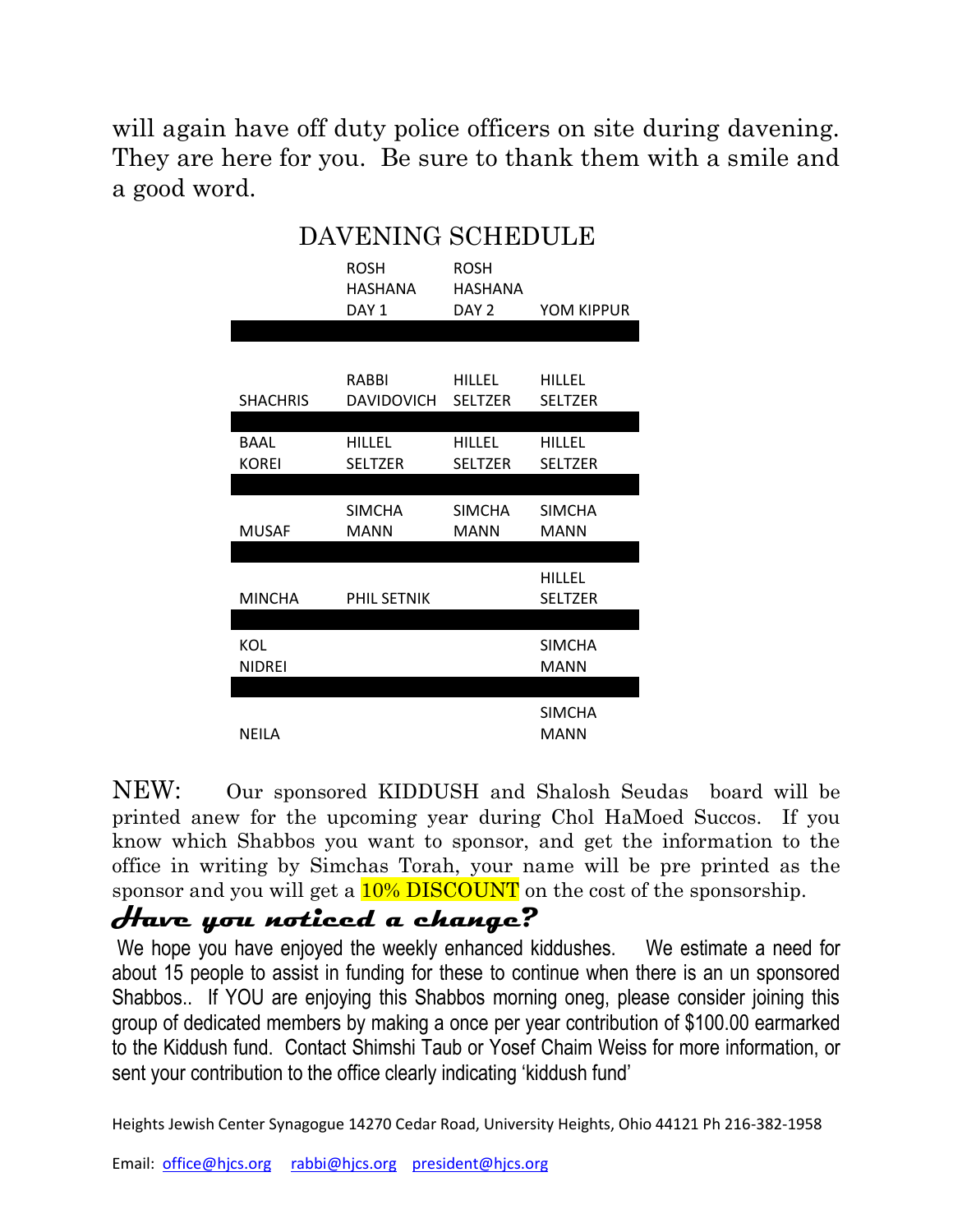will again have off duty police officers on site during davening. They are here for you. Be sure to thank them with a smile and a good word.

## DAVENING SCHEDULE

| | ROSH HASHANA DAY 1 | ROSH HASHANA DAY 2 | YOM KIPPUR |
|---|---|---|---|
| SHACHRIS | RABBI DAVIDOVICH | HILLEL SELTZER | HILLEL SELTZER |
| BAAL KOREI | HILLEL SELTZER | HILLEL SELTZER | HILLEL SELTZER |
| MUSAF | SIMCHA MANN | SIMCHA MANN | SIMCHA MANN |
| MINCHA | PHIL SETNIK | | HILLEL SELTZER |
| KOL NIDREI | | | SIMCHA MANN |
| NEILA | | | SIMCHA MANN |

NEW: Our sponsored KIDDUSH and Shalosh Seudas board will be printed anew for the upcoming year during Chol HaMoed Succos. If you know which Shabbos you want to sponsor, and get the information to the office in writing by Simchas Torah, your name will be pre printed as the sponsor and you will get a 10% DISCOUNT on the cost of the sponsorship.

## *Have you noticed a change?*

We hope you have enjoyed the weekly enhanced kiddushes. We estimate a need for about 15 people to assist in funding for these to continue when there is an un sponsored Shabbos.. If YOU are enjoying this Shabbos morning oneg, please consider joining this group of dedicated members by making a once per year contribution of $100.00 earmarked to the Kiddush fund. Contact Shimshi Taub or Yosef Chaim Weiss for more information, or sent your contribution to the office clearly indicating 'kiddush fund'

Heights Jewish Center Synagogue 14270 Cedar Road, University Heights, Ohio 44121 Ph 216-382-1958

Email: office@hjcs.org rabbi@hjcs.org president@hjcs.org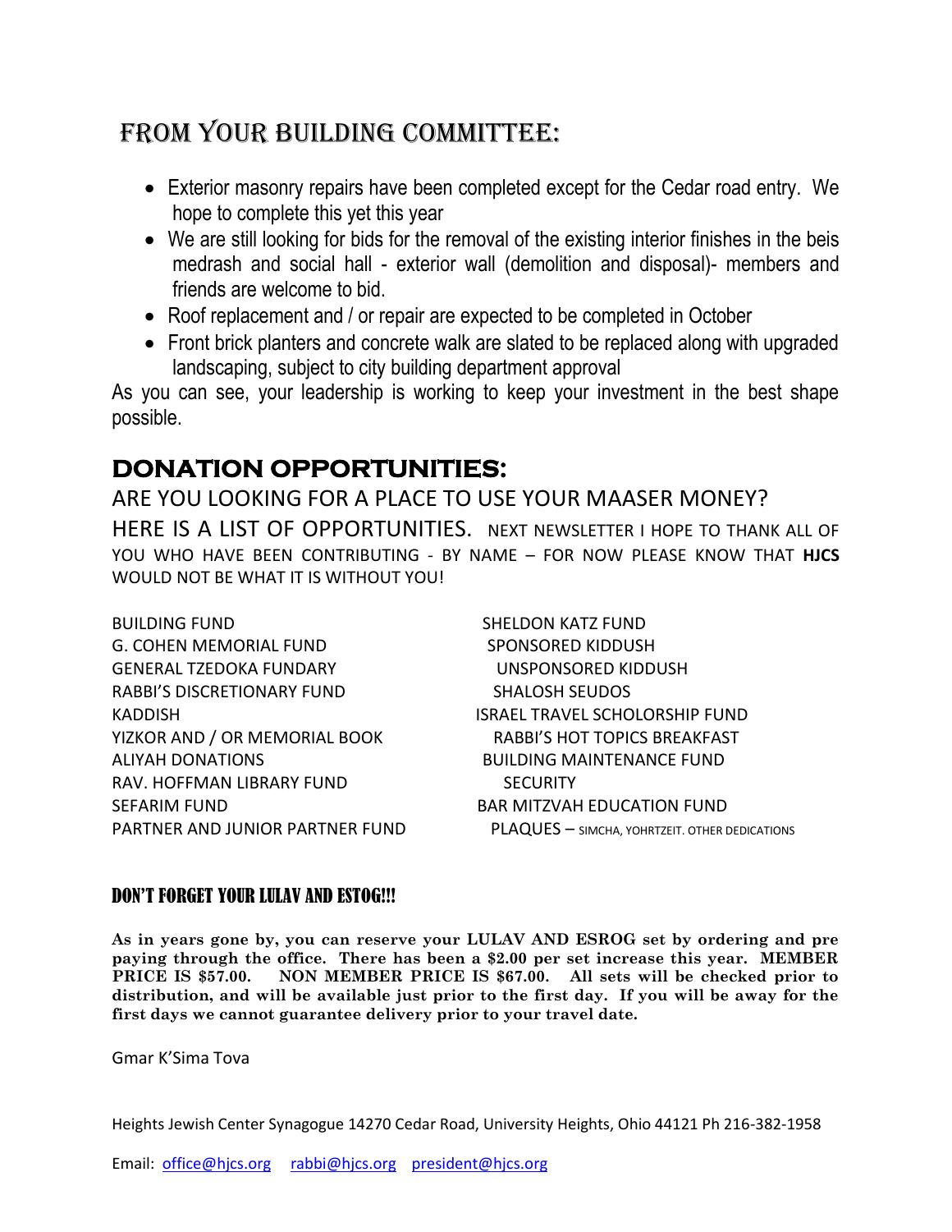## From Your Building Committee:

- Exterior masonry repairs have been completed except for the Cedar road entry. We hope to complete this yet this year
- We are still looking for bids for the removal of the existing interior finishes in the beis medrash and social hall - exterior wall (demolition and disposal)- members and friends are welcome to bid.
- Roof replacement and / or repair are expected to be completed in October
- Front brick planters and concrete walk are slated to be replaced along with upgraded landscaping, subject to city building department approval

As you can see, your leadership is working to keep your investment in the best shape possible.

## DONATION OPPORTUNITIES:

ARE YOU LOOKING FOR A PLACE TO USE YOUR MAASER MONEY?

HERE IS A LIST OF OPPORTUNITIES. NEXT NEWSLETTER I HOPE TO THANK ALL OF YOU WHO HAVE BEEN CONTRIBUTING - BY NAME – FOR NOW PLEASE KNOW THAT **HJCS** WOULD NOT BE WHAT IT IS WITHOUT YOU!

BUILDING FUND
G. COHEN MEMORIAL FUND
GENERAL TZEDOKA FUNDARY
RABBI'S DISCRETIONARY FUND
KADDISH
YIZKOR AND / OR MEMORIAL BOOK
ALIYAH DONATIONS
RAV. HOFFMAN LIBRARY FUND
SEFARIM FUND
PARTNER AND JUNIOR PARTNER FUND

SHELDON KATZ FUND
SPONSORED KIDDUSH
UNSPONSORED KIDDUSH
SHALOSH SEUDOS
ISRAEL TRAVEL SCHOLORSHIP FUND
RABBI'S HOT TOPICS BREAKFAST
BUILDING MAINTENANCE FUND
SECURITY
BAR MITZVAH EDUCATION FUND
PLAQUES – SIMCHA, YOHRTZEIT. OTHER DEDICATIONS

### DON'T FORGET YOUR LULAV AND ESTOG!!!

**As in years gone by, you can reserve your LULAV AND ESROG set by ordering and pre paying through the office. There has been a $2.00 per set increase this year. MEMBER PRICE IS $57.00. NON MEMBER PRICE IS $67.00. All sets will be checked prior to distribution, and will be available just prior to the first day. If you will be away for the first days we cannot guarantee delivery prior to your travel date.**

Gmar K'Sima Tova

Heights Jewish Center Synagogue 14270 Cedar Road, University Heights, Ohio 44121 Ph 216-382-1958

Email: office@hjcs.org rabbi@hjcs.org president@hjcs.org